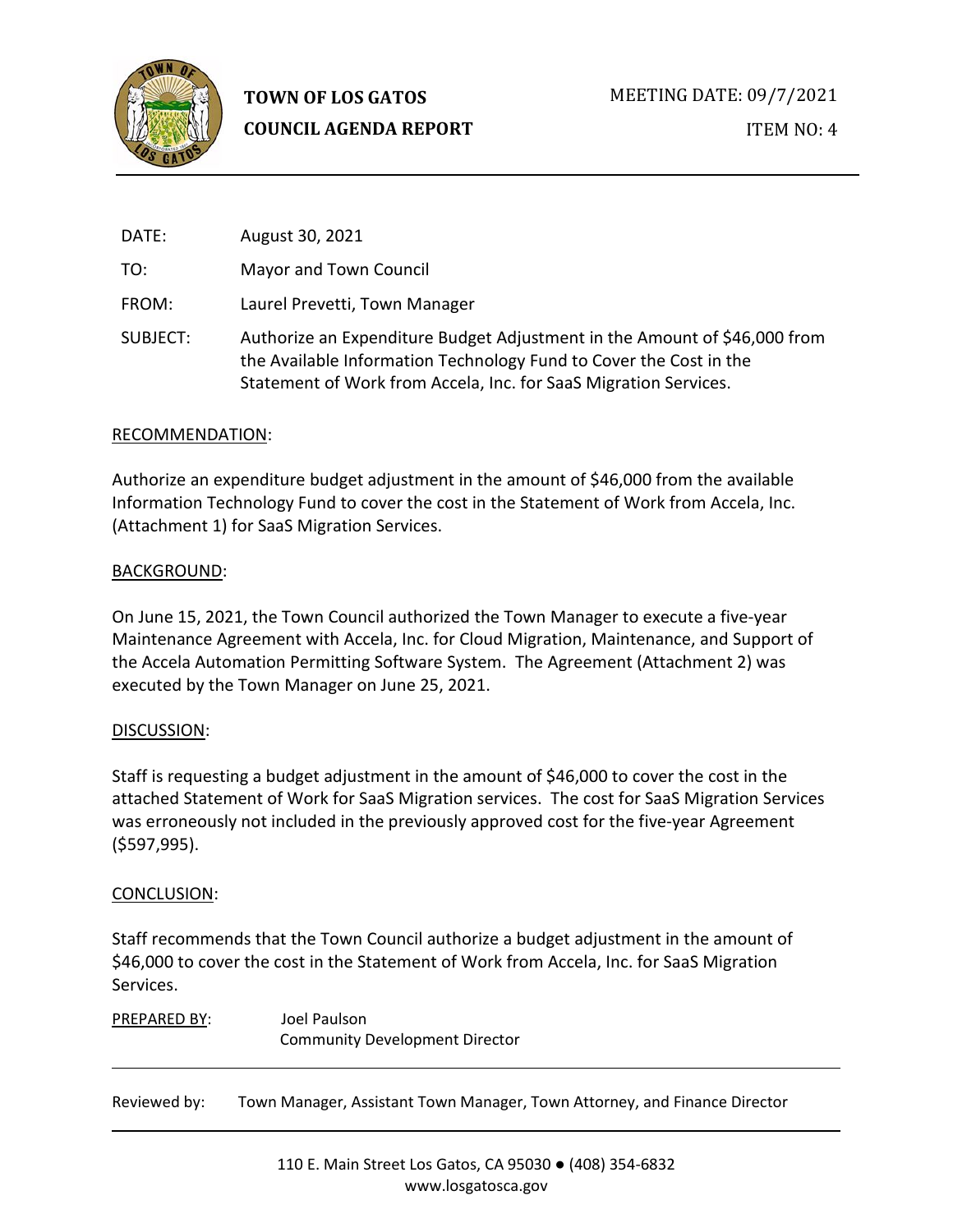**TOWN OF LOS GATOS**
**COUNCIL AGENDA REPORT**

MEETING DATE: 09/7/2021

ITEM NO: 4

| | |
|---|---|
| DATE: | August 30, 2021 |
| TO: | Mayor and Town Council |
| FROM: | Laurel Prevetti, Town Manager |
| SUBJECT: | Authorize an Expenditure Budget Adjustment in the Amount of $46,000 from the Available Information Technology Fund to Cover the Cost in the Statement of Work from Accela, Inc. for SaaS Migration Services. |

## RECOMMENDATION:

Authorize an expenditure budget adjustment in the amount of $46,000 from the available Information Technology Fund to cover the cost in the Statement of Work from Accela, Inc. (Attachment 1) for SaaS Migration Services.

## BACKGROUND:

On June 15, 2021, the Town Council authorized the Town Manager to execute a five-year Maintenance Agreement with Accela, Inc. for Cloud Migration, Maintenance, and Support of the Accela Automation Permitting Software System. The Agreement (Attachment 2) was executed by the Town Manager on June 25, 2021.

## DISCUSSION:

Staff is requesting a budget adjustment in the amount of $46,000 to cover the cost in the attached Statement of Work for SaaS Migration services. The cost for SaaS Migration Services was erroneously not included in the previously approved cost for the five-year Agreement ($597,995).

## CONCLUSION:

Staff recommends that the Town Council authorize a budget adjustment in the amount of $46,000 to cover the cost in the Statement of Work from Accela, Inc. for SaaS Migration Services.

PREPARED BY: Joel Paulson
Community Development Director

Reviewed by: Town Manager, Assistant Town Manager, Town Attorney, and Finance Director

110 E. Main Street Los Gatos, CA 95030 ● (408) 354-6832
www.losgatosca.gov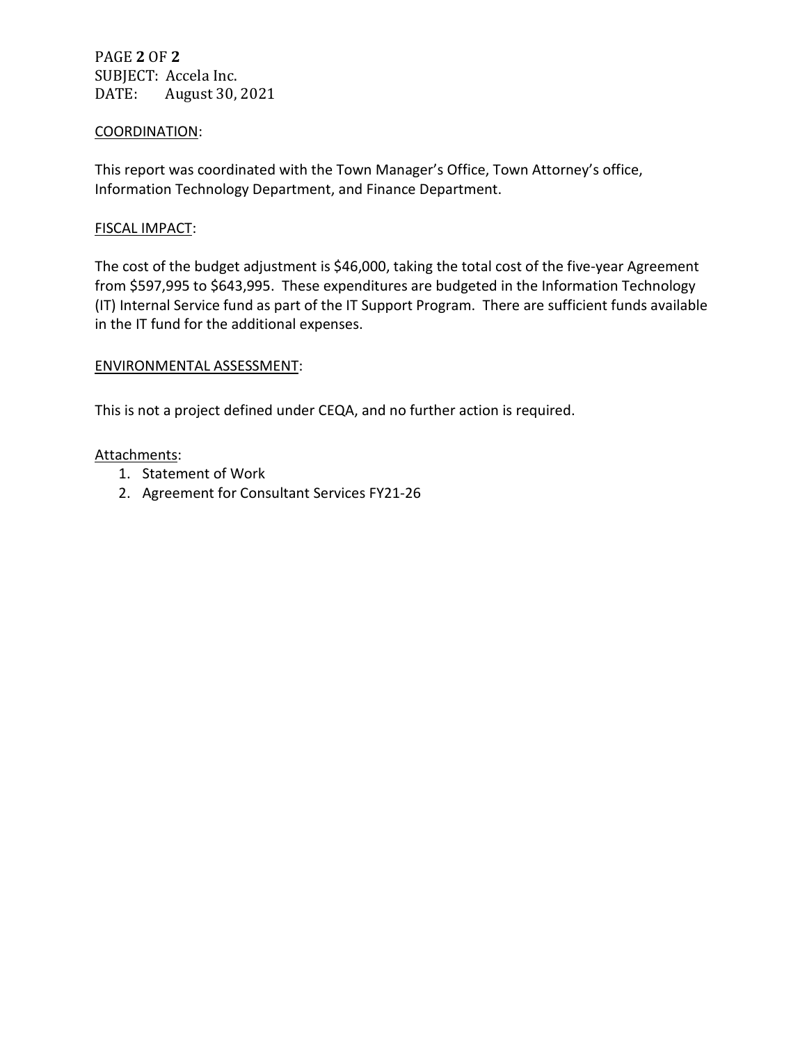COORDINATION:

This report was coordinated with the Town Manager's Office, Town Attorney's office, Information Technology Department, and Finance Department.

FISCAL IMPACT:

The cost of the budget adjustment is $46,000, taking the total cost of the five-year Agreement from $597,995 to $643,995. These expenditures are budgeted in the Information Technology (IT) Internal Service fund as part of the IT Support Program. There are sufficient funds available in the IT fund for the additional expenses.

ENVIRONMENTAL ASSESSMENT:

This is not a project defined under CEQA, and no further action is required.

Attachments:

1. Statement of Work
2. Agreement for Consultant Services FY21-26